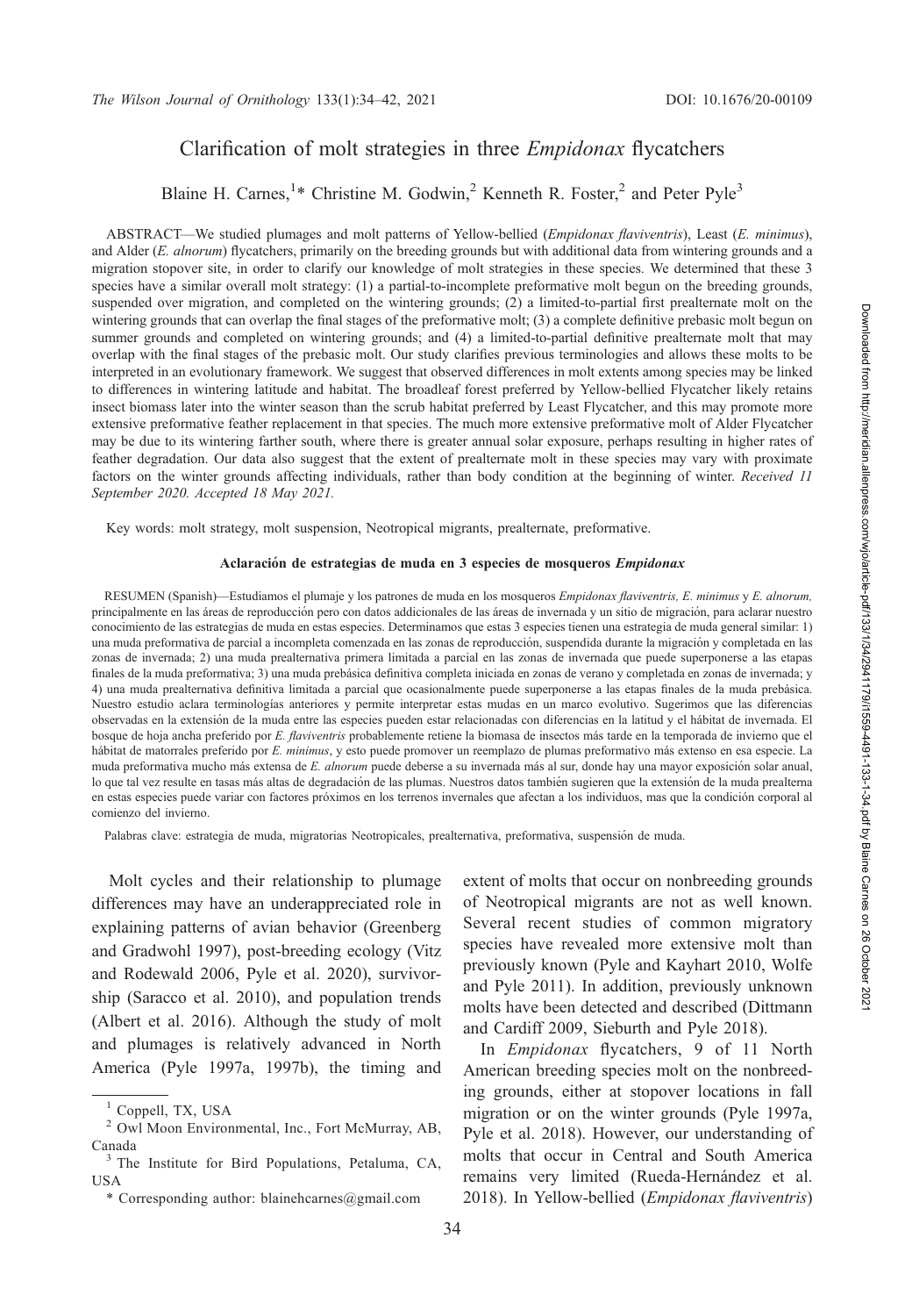# Clarification of molt strategies in three *Empidonax* flycatchers

Blaine H. Carnes,[1]* Christine M. Godwin,[2] Kenneth R. Foster,[2] and Peter Pyle[3]

ABSTRACT—We studied plumages and molt patterns of Yellow-bellied (*Empidonax flaviventris*), Least (*E. minimus*), and Alder (*E. alnorum*) flycatchers, primarily on the breeding grounds but with additional data from wintering grounds and a migration stopover site, in order to clarify our knowledge of molt strategies in these species. We determined that these 3 species have a similar overall molt strategy: (1) a partial-to-incomplete preformative molt begun on the breeding grounds, suspended over migration, and completed on the wintering grounds; (2) a limited-to-partial first prealternate molt on the wintering grounds that can overlap the final stages of the preformative molt; (3) a complete definitive prebasic molt begun on summer grounds and completed on wintering grounds; and (4) a limited-to-partial definitive prealternate molt that may overlap with the final stages of the prebasic molt. Our study clarifies previous terminologies and allows these molts to be interpreted in an evolutionary framework. We suggest that observed differences in molt extents among species may be linked to differences in wintering latitude and habitat. The broadleaf forest preferred by Yellow-bellied Flycatcher likely retains insect biomass later into the winter season than the scrub habitat preferred by Least Flycatcher, and this may promote more extensive preformative feather replacement in that species. The much more extensive preformative molt of Alder Flycatcher may be due to its wintering farther south, where there is greater annual solar exposure, perhaps resulting in higher rates of feather degradation. Our data also suggest that the extent of prealternate molt in these species may vary with proximate factors on the winter grounds affecting individuals, rather than body condition at the beginning of winter. *Received 11 September 2020. Accepted 18 May 2021.*

Key words: molt strategy, molt suspension, Neotropical migrants, prealternate, preformative.

### Aclaración de estrategias de muda en 3 especies de mosqueros *Empidonax*

RESUMEN (Spanish)—Estudiamos el plumaje y los patrones de muda en los mosqueros *Empidonax flaviventris, E. minimus* y *E. alnorum,* principalmente en las áreas de reproducción pero con datos addicionales de las áreas de invernada y un sitio de migración, para aclarar nuestro conocimiento de las estrategias de muda en estas especies. Determinamos que estas 3 especies tienen una estrategia de muda general similar: 1) una muda preformativa de parcial a incompleta comenzada en las zonas de reproducción, suspendida durante la migración y completada en las zonas de invernada; 2) una muda prealternativa primera limitada a parcial en las zonas de invernada que puede superponerse a las etapas finales de la muda preformativa; 3) una muda prebásica definitiva completa iniciada en zonas de verano y completada en zonas de invernada; y 4) una muda prealternativa definitiva limitada a parcial que ocasionalmente puede superponerse a las etapas finales de la muda prebásica. Nuestro estudio aclara terminologías anteriores y permite interpretar estas mudas en un marco evolutivo. Sugerimos que las diferencias observadas en la extensión de la muda entre las especies pueden estar relacionadas con diferencias en la latitud y el hábitat de invernada. El bosque de hoja ancha preferido por *E. flaviventris* probablemente retiene la biomasa de insectos más tarde en la temporada de invierno que el hábitat de matorrales preferido por *E. minimus*, y esto puede promover un reemplazo de plumas preformativo más extenso en esa especie. La muda preformativa mucho más extensa de *E. alnorum* puede deberse a su invernada más al sur, donde hay una mayor exposición solar anual, lo que tal vez resulte en tasas más altas de degradación de las plumas. Nuestros datos también sugieren que la extensión de la muda prealterna en estas especies puede variar con factores próximos en los terrenos invernales que afectan a los individuos, mas que la condición corporal al comienzo del invierno.

Palabras clave: estrategia de muda, migratorias Neotropicales, prealternativa, preformativa, suspensión de muda.

Molt cycles and their relationship to plumage differences may have an underappreciated role in explaining patterns of avian behavior (Greenberg and Gradwohl 1997), post-breeding ecology (Vitz and Rodewald 2006, Pyle et al. 2020), survivorship (Saracco et al. 2010), and population trends (Albert et al. 2016). Although the study of molt and plumages is relatively advanced in North America (Pyle 1997a, 1997b), the timing and extent of molts that occur on nonbreeding grounds of Neotropical migrants are not as well known. Several recent studies of common migratory species have revealed more extensive molt than previously known (Pyle and Kayhart 2010, Wolfe and Pyle 2011). In addition, previously unknown molts have been detected and described (Dittmann and Cardiff 2009, Sieburth and Pyle 2018).

In *Empidonax* flycatchers, 9 of 11 North American breeding species molt on the nonbreeding grounds, either at stopover locations in fall migration or on the winter grounds (Pyle 1997a, Pyle et al. 2018). However, our understanding of molts that occur in Central and South America remains very limited (Rueda-Hernández et al. 2018). In Yellow-bellied (*Empidonax flaviventris*)

---

[1] Coppell, TX, USA

[2] Owl Moon Environmental, Inc., Fort McMurray, AB, Canada

[3] The Institute for Bird Populations, Petaluma, CA, USA

\* Corresponding author: blainehcarnes@gmail.com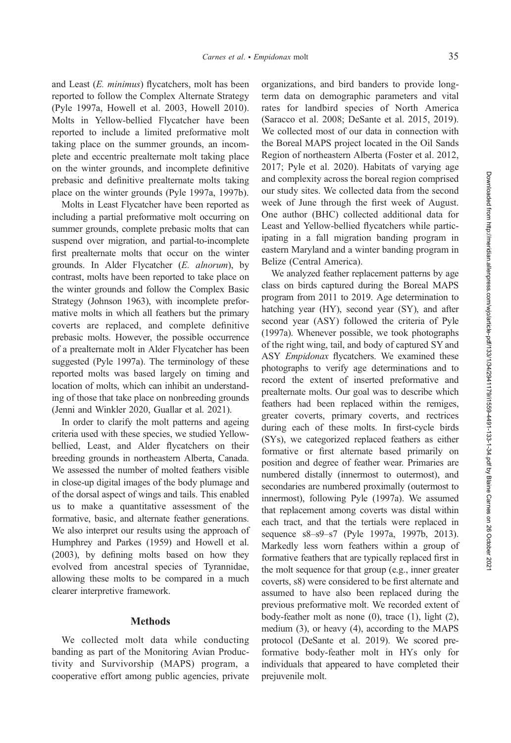and Least (*E. minimus*) flycatchers, molt has been reported to follow the Complex Alternate Strategy (Pyle 1997a, Howell et al. 2003, Howell 2010). Molts in Yellow-bellied Flycatcher have been reported to include a limited preformative molt taking place on the summer grounds, an incomplete and eccentric prealternate molt taking place on the winter grounds, and incomplete definitive prebasic and definitive prealternate molts taking place on the winter grounds (Pyle 1997a, 1997b).

Molts in Least Flycatcher have been reported as including a partial preformative molt occurring on summer grounds, complete prebasic molts that can suspend over migration, and partial-to-incomplete first prealternate molts that occur on the winter grounds. In Alder Flycatcher (*E. alnorum*), by contrast, molts have been reported to take place on the winter grounds and follow the Complex Basic Strategy (Johnson 1963), with incomplete preformative molts in which all feathers but the primary coverts are replaced, and complete definitive prebasic molts. However, the possible occurrence of a prealternate molt in Alder Flycatcher has been suggested (Pyle 1997a). The terminology of these reported molts was based largely on timing and location of molts, which can inhibit an understanding of those that take place on nonbreeding grounds (Jenni and Winkler 2020, Guallar et al. 2021).

In order to clarify the molt patterns and ageing criteria used with these species, we studied Yellow-bellied, Least, and Alder flycatchers on their breeding grounds in northeastern Alberta, Canada. We assessed the number of molted feathers visible in close-up digital images of the body plumage and of the dorsal aspect of wings and tails. This enabled us to make a quantitative assessment of the formative, basic, and alternate feather generations. We also interpret our results using the approach of Humphrey and Parkes (1959) and Howell et al. (2003), by defining molts based on how they evolved from ancestral species of Tyrannidae, allowing these molts to be compared in a much clearer interpretive framework.

## Methods

We collected molt data while conducting banding as part of the Monitoring Avian Productivity and Survivorship (MAPS) program, a cooperative effort among public agencies, private organizations, and bird banders to provide long-term data on demographic parameters and vital rates for landbird species of North America (Saracco et al. 2008; DeSante et al. 2015, 2019). We collected most of our data in connection with the Boreal MAPS project located in the Oil Sands Region of northeastern Alberta (Foster et al. 2012, 2017; Pyle et al. 2020). Habitats of varying age and complexity across the boreal region comprised our study sites. We collected data from the second week of June through the first week of August. One author (BHC) collected additional data for Least and Yellow-bellied flycatchers while participating in a fall migration banding program in eastern Maryland and a winter banding program in Belize (Central America).

We analyzed feather replacement patterns by age class on birds captured during the Boreal MAPS program from 2011 to 2019. Age determination to hatching year (HY), second year (SY), and after second year (ASY) followed the criteria of Pyle (1997a). Whenever possible, we took photographs of the right wing, tail, and body of captured SY and ASY *Empidonax* flycatchers. We examined these photographs to verify age determinations and to record the extent of inserted preformative and prealternate molts. Our goal was to describe which feathers had been replaced within the remiges, greater coverts, primary coverts, and rectrices during each of these molts. In first-cycle birds (SYs), we categorized replaced feathers as either formative or first alternate based primarily on position and degree of feather wear. Primaries are numbered distally (innermost to outermost), and secondaries are numbered proximally (outermost to innermost), following Pyle (1997a). We assumed that replacement among coverts was distal within each tract, and that the tertials were replaced in sequence s8–s9–s7 (Pyle 1997a, 1997b, 2013). Markedly less worn feathers within a group of formative feathers that are typically replaced first in the molt sequence for that group (e.g., inner greater coverts, s8) were considered to be first alternate and assumed to have also been replaced during the previous preformative molt. We recorded extent of body-feather molt as none (0), trace (1), light (2), medium (3), or heavy (4), according to the MAPS protocol (DeSante et al. 2019). We scored preformative body-feather molt in HYs only for individuals that appeared to have completed their prejuvenile molt.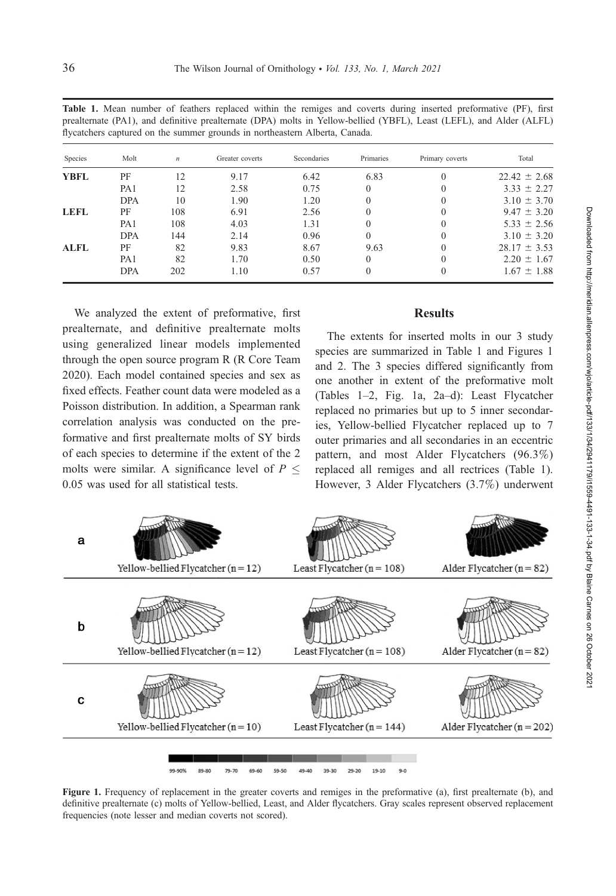**Table 1.** Mean number of feathers replaced within the remiges and coverts during inserted preformative (PF), first prealternate (PA1), and definitive prealternate (DPA) molts in Yellow-bellied (YBFL), Least (LEFL), and Alder (ALFL) flycatchers captured on the summer grounds in northeastern Alberta, Canada.

| Species | Molt | $n$ | Greater coverts | Secondaries | Primaries | Primary coverts | Total |
|---|---|---|---|---|---|---|---|
| **YBFL** | PF | 12 | 9.17 | 6.42 | 6.83 | 0 | 22.42 ± 2.68 |
| | PA1 | 12 | 2.58 | 0.75 | 0 | 0 | 3.33 ± 2.27 |
| | DPA | 10 | 1.90 | 1.20 | 0 | 0 | 3.10 ± 3.70 |
| **LEFL** | PF | 108 | 6.91 | 2.56 | 0 | 0 | 9.47 ± 3.20 |
| | PA1 | 108 | 4.03 | 1.31 | 0 | 0 | 5.33 ± 2.56 |
| | DPA | 144 | 2.14 | 0.96 | 0 | 0 | 3.10 ± 3.20 |
| **ALFL** | PF | 82 | 9.83 | 8.67 | 9.63 | 0 | 28.17 ± 3.53 |
| | PA1 | 82 | 1.70 | 0.50 | 0 | 0 | 2.20 ± 1.67 |
| | DPA | 202 | 1.10 | 0.57 | 0 | 0 | 1.67 ± 1.88 |

We analyzed the extent of preformative, first prealternate, and definitive prealternate molts using generalized linear models implemented through the open source program R (R Core Team 2020). Each model contained species and sex as fixed effects. Feather count data were modeled as a Poisson distribution. In addition, a Spearman rank correlation analysis was conducted on the preformative and first prealternate molts of SY birds of each species to determine if the extent of the 2 molts were similar. A significance level of $P \leq 0.05$ was used for all statistical tests.

## Results

The extents for inserted molts in our 3 study species are summarized in Table 1 and Figures 1 and 2. The 3 species differed significantly from one another in extent of the preformative molt (Tables 1–2, Fig. 1a, 2a–d): Least Flycatcher replaced no primaries but up to 5 inner secondaries, Yellow-bellied Flycatcher replaced up to 7 outer primaries and all secondaries in an eccentric pattern, and most Alder Flycatchers (96.3%) replaced all remiges and all rectrices (Table 1). However, 3 Alder Flycatchers (3.7%) underwent

**Figure 1.** Frequency of replacement in the greater coverts and remiges in the preformative (a), first prealternate (b), and definitive prealternate (c) molts of Yellow-bellied, Least, and Alder flycatchers. Gray scales represent observed replacement frequencies (note lesser and median coverts not scored).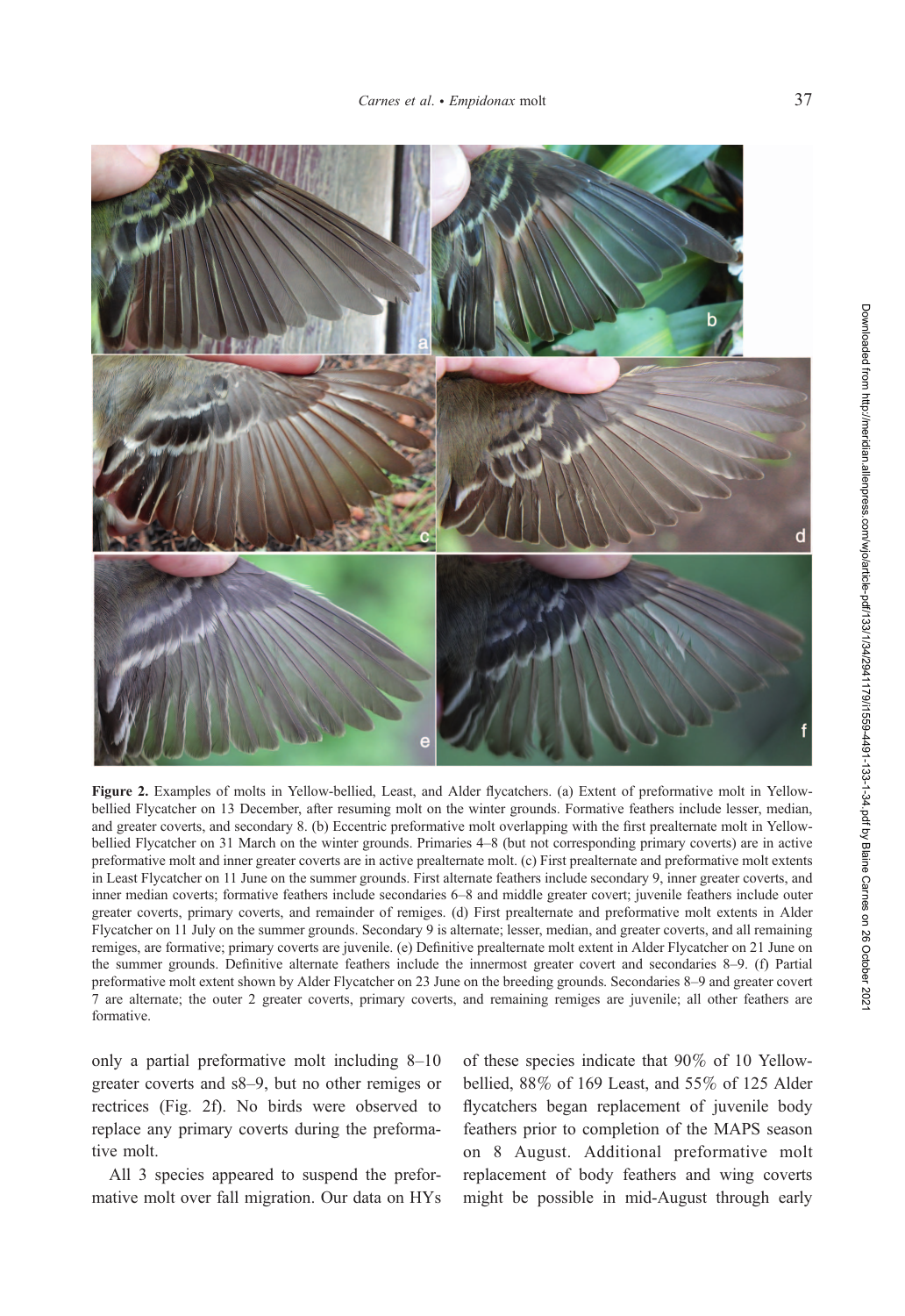**Figure 2.** Examples of molts in Yellow-bellied, Least, and Alder flycatchers. (a) Extent of preformative molt in Yellow-bellied Flycatcher on 13 December, after resuming molt on the winter grounds. Formative feathers include lesser, median, and greater coverts, and secondary 8. (b) Eccentric preformative molt overlapping with the first prealternate molt in Yellow-bellied Flycatcher on 31 March on the winter grounds. Primaries 4–8 (but not corresponding primary coverts) are in active preformative molt and inner greater coverts are in active prealternate molt. (c) First prealternate and preformative molt extents in Least Flycatcher on 11 June on the summer grounds. First alternate feathers include secondary 9, inner greater coverts, and inner median coverts; formative feathers include secondaries 6–8 and middle greater covert; juvenile feathers include outer greater coverts, primary coverts, and remainder of remiges. (d) First prealternate and preformative molt extents in Alder Flycatcher on 11 July on the summer grounds. Secondary 9 is alternate; lesser, median, and greater coverts, and all remaining remiges, are formative; primary coverts are juvenile. (e) Definitive prealternate molt extent in Alder Flycatcher on 21 June on the summer grounds. Definitive alternate feathers include the innermost greater covert and secondaries 8–9. (f) Partial preformative molt extent shown by Alder Flycatcher on 23 June on the breeding grounds. Secondaries 8–9 and greater covert 7 are alternate; the outer 2 greater coverts, primary coverts, and remaining remiges are juvenile; all other feathers are formative.

only a partial preformative molt including 8–10 greater coverts and s8–9, but no other remiges or rectrices (Fig. 2f). No birds were observed to replace any primary coverts during the preformative molt.

All 3 species appeared to suspend the preformative molt over fall migration. Our data on HYs of these species indicate that 90% of 10 Yellow-bellied, 88% of 169 Least, and 55% of 125 Alder flycatchers began replacement of juvenile body feathers prior to completion of the MAPS season on 8 August. Additional preformative molt replacement of body feathers and wing coverts might be possible in mid-August through early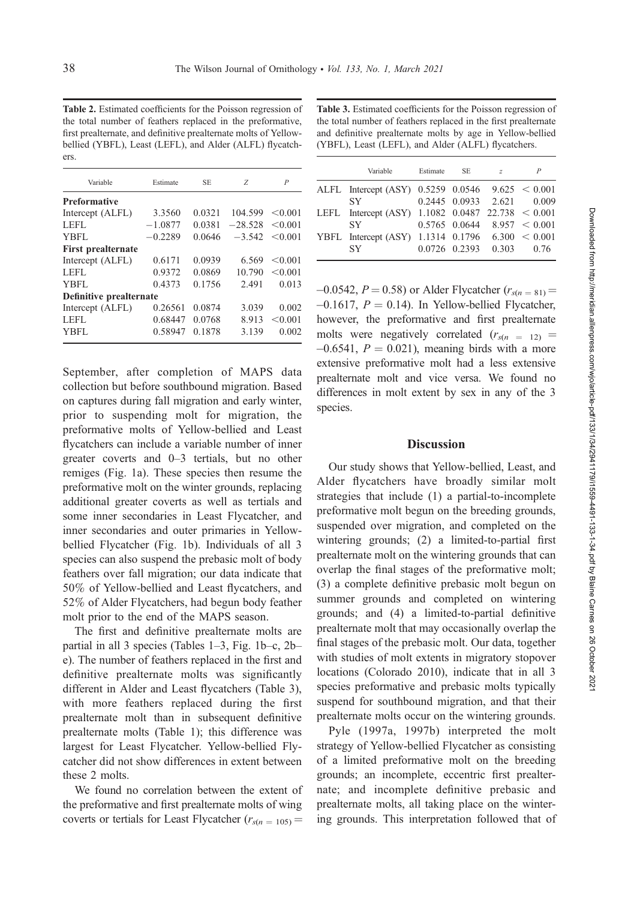**Table 2.** Estimated coefficients for the Poisson regression of the total number of feathers replaced in the preformative, first prealternate, and definitive prealternate molts of Yellow-bellied (YBFL), Least (LEFL), and Alder (ALFL) flycatchers.

| Variable | Estimate | SE | Z | P |
|---|---|---|---|---|
| **Preformative** | | | | |
| Intercept (ALFL) | 3.3560 | 0.0321 | 104.599 | <0.001 |
| LEFL | −1.0877 | 0.0381 | −28.528 | <0.001 |
| YBFL | −0.2289 | 0.0646 | −3.542 | <0.001 |
| **First prealternate** | | | | |
| Intercept (ALFL) | 0.6171 | 0.0939 | 6.569 | <0.001 |
| LEFL | 0.9372 | 0.0869 | 10.790 | <0.001 |
| YBFL | 0.4373 | 0.1756 | 2.491 | 0.013 |
| **Definitive prealternate** | | | | |
| Intercept (ALFL) | 0.26561 | 0.0874 | 3.039 | 0.002 |
| LEFL | 0.68447 | 0.0768 | 8.913 | <0.001 |
| YBFL | 0.58947 | 0.1878 | 3.139 | 0.002 |

September, after completion of MAPS data collection but before southbound migration. Based on captures during fall migration and early winter, prior to suspending molt for migration, the preformative molts of Yellow-bellied and Least flycatchers can include a variable number of inner greater coverts and 0–3 tertials, but no other remiges (Fig. 1a). These species then resume the preformative molt on the winter grounds, replacing additional greater coverts as well as tertials and some inner secondaries in Least Flycatcher, and inner secondaries and outer primaries in Yellow-bellied Flycatcher (Fig. 1b). Individuals of all 3 species can also suspend the prebasic molt of body feathers over fall migration; our data indicate that 50% of Yellow-bellied and Least flycatchers, and 52% of Alder Flycatchers, had begun body feather molt prior to the end of the MAPS season.

The first and definitive prealternate molts are partial in all 3 species (Tables 1–3, Fig. 1b–c, 2b–e). The number of feathers replaced in the first and definitive prealternate molts was significantly different in Alder and Least flycatchers (Table 3), with more feathers replaced during the first prealternate molt than in subsequent definitive prealternate molts (Table 1); this difference was largest for Least Flycatcher. Yellow-bellied Flycatcher did not show differences in extent between these 2 molts.

We found no correlation between the extent of the preformative and first prealternate molts of wing coverts or tertials for Least Flycatcher ($r_{s(n=105)} = -0.0542$, $P = 0.58$) or Alder Flycatcher ($r_{s(n=81)} = -0.1617$, $P = 0.14$). In Yellow-bellied Flycatcher, however, the preformative and first prealternate molts were negatively correlated ($r_{s(n=12)} = -0.6541$, $P = 0.021$), meaning birds with a more extensive preformative molt had a less extensive prealternate molt and vice versa. We found no differences in molt extent by sex in any of the 3 species.

**Table 3.** Estimated coefficients for the Poisson regression of the total number of feathers replaced in the first prealternate and definitive prealternate molts by age in Yellow-bellied (YBFL), Least (LEFL), and Alder (ALFL) flycatchers.

| | Variable | Estimate | SE | z | P |
|---|---|---|---|---|---|
| ALFL | Intercept (ASY) | 0.5259 | 0.0546 | 9.625 | < 0.001 |
| | SY | 0.2445 | 0.0933 | 2.621 | 0.009 |
| LEFL | Intercept (ASY) | 1.1082 | 0.0487 | 22.738 | < 0.001 |
| | SY | 0.5765 | 0.0644 | 8.957 | < 0.001 |
| YBFL | Intercept (ASY) | 1.1314 | 0.1796 | 6.300 | < 0.001 |
| | SY | 0.0726 | 0.2393 | 0.303 | 0.76 |

## Discussion

Our study shows that Yellow-bellied, Least, and Alder flycatchers have broadly similar molt strategies that include (1) a partial-to-incomplete preformative molt begun on the breeding grounds, suspended over migration, and completed on the wintering grounds; (2) a limited-to-partial first prealternate molt on the wintering grounds that can overlap the final stages of the preformative molt; (3) a complete definitive prebasic molt begun on summer grounds and completed on wintering grounds; and (4) a limited-to-partial definitive prealternate molt that may occasionally overlap the final stages of the prebasic molt. Our data, together with studies of molt extents in migratory stopover locations (Colorado 2010), indicate that in all 3 species preformative and prebasic molts typically suspend for southbound migration, and that their prealternate molts occur on the wintering grounds.

Pyle (1997a, 1997b) interpreted the molt strategy of Yellow-bellied Flycatcher as consisting of a limited preformative molt on the breeding grounds; an incomplete, eccentric first prealternate; and incomplete definitive prebasic and prealternate molts, all taking place on the wintering grounds. This interpretation followed that of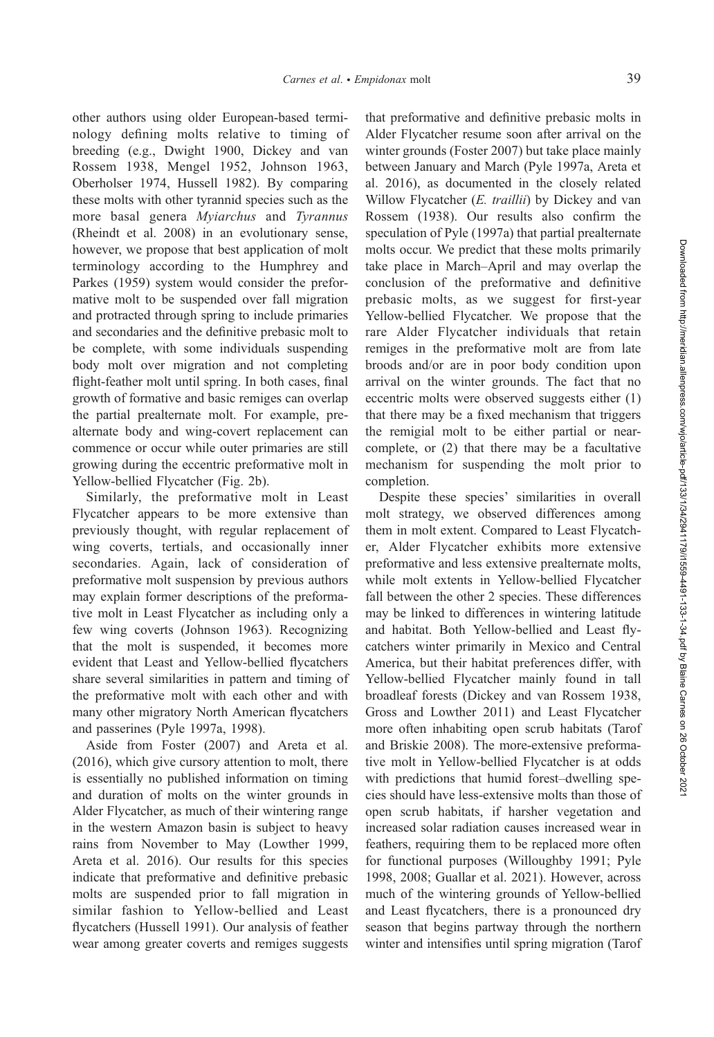other authors using older European-based terminology defining molts relative to timing of breeding (e.g., Dwight 1900, Dickey and van Rossem 1938, Mengel 1952, Johnson 1963, Oberholser 1974, Hussell 1982). By comparing these molts with other tyrannid species such as the more basal genera *Myiarchus* and *Tyrannus* (Rheindt et al. 2008) in an evolutionary sense, however, we propose that best application of molt terminology according to the Humphrey and Parkes (1959) system would consider the preformative molt to be suspended over fall migration and protracted through spring to include primaries and secondaries and the definitive prebasic molt to be complete, with some individuals suspending body molt over migration and not completing flight-feather molt until spring. In both cases, final growth of formative and basic remiges can overlap the partial prealternate molt. For example, prealternate body and wing-covert replacement can commence or occur while outer primaries are still growing during the eccentric preformative molt in Yellow-bellied Flycatcher (Fig. 2b).

Similarly, the preformative molt in Least Flycatcher appears to be more extensive than previously thought, with regular replacement of wing coverts, tertials, and occasionally inner secondaries. Again, lack of consideration of preformative molt suspension by previous authors may explain former descriptions of the preformative molt in Least Flycatcher as including only a few wing coverts (Johnson 1963). Recognizing that the molt is suspended, it becomes more evident that Least and Yellow-bellied flycatchers share several similarities in pattern and timing of the preformative molt with each other and with many other migratory North American flycatchers and passerines (Pyle 1997a, 1998).

Aside from Foster (2007) and Areta et al. (2016), which give cursory attention to molt, there is essentially no published information on timing and duration of molts on the winter grounds in Alder Flycatcher, as much of their wintering range in the western Amazon basin is subject to heavy rains from November to May (Lowther 1999, Areta et al. 2016). Our results for this species indicate that preformative and definitive prebasic molts are suspended prior to fall migration in similar fashion to Yellow-bellied and Least flycatchers (Hussell 1991). Our analysis of feather wear among greater coverts and remiges suggests that preformative and definitive prebasic molts in Alder Flycatcher resume soon after arrival on the winter grounds (Foster 2007) but take place mainly between January and March (Pyle 1997a, Areta et al. 2016), as documented in the closely related Willow Flycatcher (*E. traillii*) by Dickey and van Rossem (1938). Our results also confirm the speculation of Pyle (1997a) that partial prealternate molts occur. We predict that these molts primarily take place in March–April and may overlap the conclusion of the preformative and definitive prebasic molts, as we suggest for first-year Yellow-bellied Flycatcher. We propose that the rare Alder Flycatcher individuals that retain remiges in the preformative molt are from late broods and/or are in poor body condition upon arrival on the winter grounds. The fact that no eccentric molts were observed suggests either (1) that there may be a fixed mechanism that triggers the remigial molt to be either partial or near-complete, or (2) that there may be a facultative mechanism for suspending the molt prior to completion.

Despite these species' similarities in overall molt strategy, we observed differences among them in molt extent. Compared to Least Flycatcher, Alder Flycatcher exhibits more extensive preformative and less extensive prealternate molts, while molt extents in Yellow-bellied Flycatcher fall between the other 2 species. These differences may be linked to differences in wintering latitude and habitat. Both Yellow-bellied and Least flycatchers winter primarily in Mexico and Central America, but their habitat preferences differ, with Yellow-bellied Flycatcher mainly found in tall broadleaf forests (Dickey and van Rossem 1938, Gross and Lowther 2011) and Least Flycatcher more often inhabiting open scrub habitats (Tarof and Briskie 2008). The more-extensive preformative molt in Yellow-bellied Flycatcher is at odds with predictions that humid forest–dwelling species should have less-extensive molts than those of open scrub habitats, if harsher vegetation and increased solar radiation causes increased wear in feathers, requiring them to be replaced more often for functional purposes (Willoughby 1991; Pyle 1998, 2008; Guallar et al. 2021). However, across much of the wintering grounds of Yellow-bellied and Least flycatchers, there is a pronounced dry season that begins partway through the northern winter and intensifies until spring migration (Tarof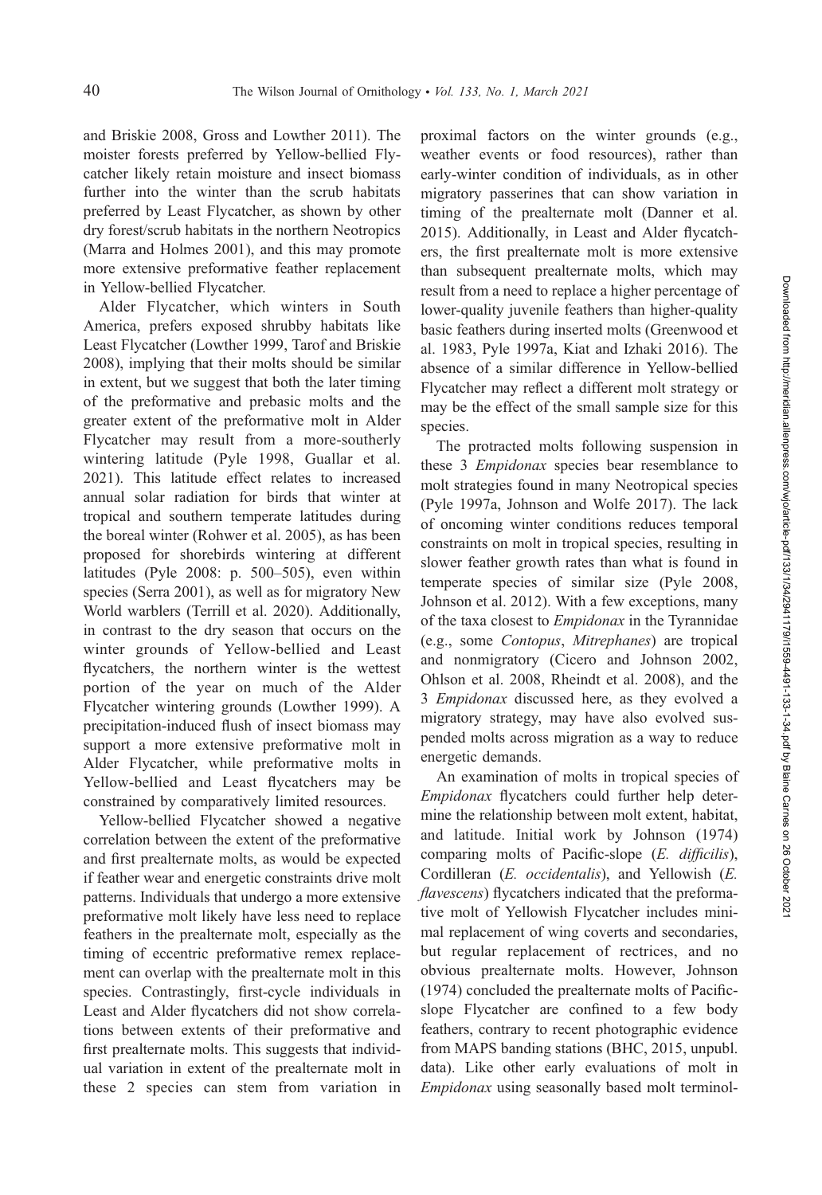and Briskie 2008, Gross and Lowther 2011). The moister forests preferred by Yellow-bellied Flycatcher likely retain moisture and insect biomass further into the winter than the scrub habitats preferred by Least Flycatcher, as shown by other dry forest/scrub habitats in the northern Neotropics (Marra and Holmes 2001), and this may promote more extensive preformative feather replacement in Yellow-bellied Flycatcher.

Alder Flycatcher, which winters in South America, prefers exposed shrubby habitats like Least Flycatcher (Lowther 1999, Tarof and Briskie 2008), implying that their molts should be similar in extent, but we suggest that both the later timing of the preformative and prebasic molts and the greater extent of the preformative molt in Alder Flycatcher may result from a more-southerly wintering latitude (Pyle 1998, Guallar et al. 2021). This latitude effect relates to increased annual solar radiation for birds that winter at tropical and southern temperate latitudes during the boreal winter (Rohwer et al. 2005), as has been proposed for shorebirds wintering at different latitudes (Pyle 2008: p. 500–505), even within species (Serra 2001), as well as for migratory New World warblers (Terrill et al. 2020). Additionally, in contrast to the dry season that occurs on the winter grounds of Yellow-bellied and Least flycatchers, the northern winter is the wettest portion of the year on much of the Alder Flycatcher wintering grounds (Lowther 1999). A precipitation-induced flush of insect biomass may support a more extensive preformative molt in Alder Flycatcher, while preformative molts in Yellow-bellied and Least flycatchers may be constrained by comparatively limited resources.

Yellow-bellied Flycatcher showed a negative correlation between the extent of the preformative and first prealternate molts, as would be expected if feather wear and energetic constraints drive molt patterns. Individuals that undergo a more extensive preformative molt likely have less need to replace feathers in the prealternate molt, especially as the timing of eccentric preformative remex replacement can overlap with the prealternate molt in this species. Contrastingly, first-cycle individuals in Least and Alder flycatchers did not show correlations between extents of their preformative and first prealternate molts. This suggests that individual variation in extent of the prealternate molt in these 2 species can stem from variation in proximal factors on the winter grounds (e.g., weather events or food resources), rather than early-winter condition of individuals, as in other migratory passerines that can show variation in timing of the prealternate molt (Danner et al. 2015). Additionally, in Least and Alder flycatchers, the first prealternate molt is more extensive than subsequent prealternate molts, which may result from a need to replace a higher percentage of lower-quality juvenile feathers than higher-quality basic feathers during inserted molts (Greenwood et al. 1983, Pyle 1997a, Kiat and Izhaki 2016). The absence of a similar difference in Yellow-bellied Flycatcher may reflect a different molt strategy or may be the effect of the small sample size for this species.

The protracted molts following suspension in these 3 *Empidonax* species bear resemblance to molt strategies found in many Neotropical species (Pyle 1997a, Johnson and Wolfe 2017). The lack of oncoming winter conditions reduces temporal constraints on molt in tropical species, resulting in slower feather growth rates than what is found in temperate species of similar size (Pyle 2008, Johnson et al. 2012). With a few exceptions, many of the taxa closest to *Empidonax* in the Tyrannidae (e.g., some *Contopus*, *Mitrephanes*) are tropical and nonmigratory (Cicero and Johnson 2002, Ohlson et al. 2008, Rheindt et al. 2008), and the 3 *Empidonax* discussed here, as they evolved a migratory strategy, may have also evolved suspended molts across migration as a way to reduce energetic demands.

An examination of molts in tropical species of *Empidonax* flycatchers could further help determine the relationship between molt extent, habitat, and latitude. Initial work by Johnson (1974) comparing molts of Pacific-slope (*E. difficilis*), Cordilleran (*E. occidentalis*), and Yellowish (*E. flavescens*) flycatchers indicated that the preformative molt of Yellowish Flycatcher includes minimal replacement of wing coverts and secondaries, but regular replacement of rectrices, and no obvious prealternate molts. However, Johnson (1974) concluded the prealternate molts of Pacific-slope Flycatcher are confined to a few body feathers, contrary to recent photographic evidence from MAPS banding stations (BHC, 2015, unpubl. data). Like other early evaluations of molt in *Empidonax* using seasonally based molt terminol-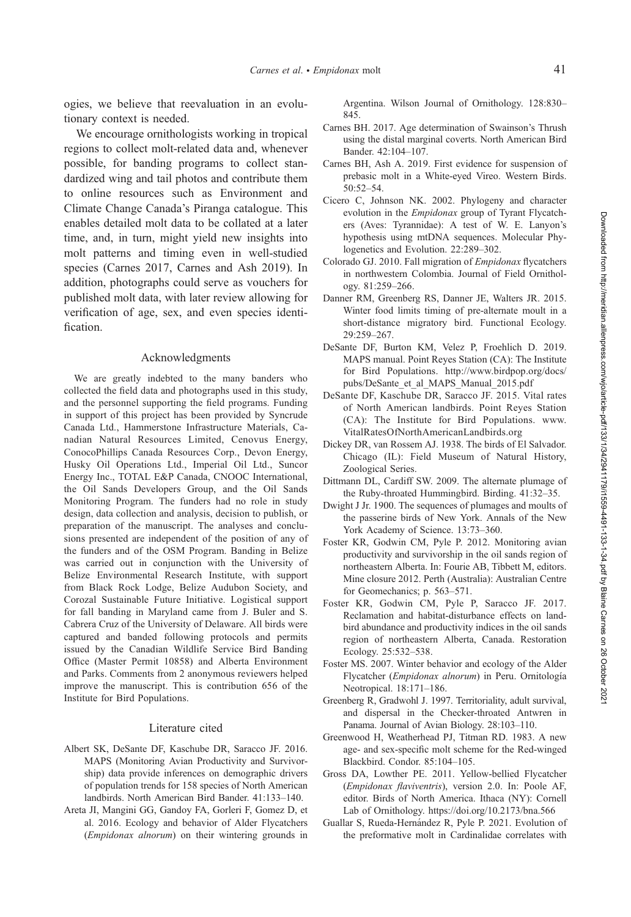ogies, we believe that reevaluation in an evolutionary context is needed.

We encourage ornithologists working in tropical regions to collect molt-related data and, whenever possible, for banding programs to collect standardized wing and tail photos and contribute them to online resources such as Environment and Climate Change Canada's Piranga catalogue. This enables detailed molt data to be collated at a later time, and, in turn, might yield new insights into molt patterns and timing even in well-studied species (Carnes 2017, Carnes and Ash 2019). In addition, photographs could serve as vouchers for published molt data, with later review allowing for verification of age, sex, and even species identification.

## Acknowledgments

We are greatly indebted to the many banders who collected the field data and photographs used in this study, and the personnel supporting the field programs. Funding in support of this project has been provided by Syncrude Canada Ltd., Hammerstone Infrastructure Materials, Canadian Natural Resources Limited, Cenovus Energy, ConocoPhillips Canada Resources Corp., Devon Energy, Husky Oil Operations Ltd., Imperial Oil Ltd., Suncor Energy Inc., TOTAL E&P Canada, CNOOC International, the Oil Sands Developers Group, and the Oil Sands Monitoring Program. The funders had no role in study design, data collection and analysis, decision to publish, or preparation of the manuscript. The analyses and conclusions presented are independent of the position of any of the funders and of the OSM Program. Banding in Belize was carried out in conjunction with the University of Belize Environmental Research Institute, with support from Black Rock Lodge, Belize Audubon Society, and Corozal Sustainable Future Initiative. Logistical support for fall banding in Maryland came from J. Buler and S. Cabrera Cruz of the University of Delaware. All birds were captured and banded following protocols and permits issued by the Canadian Wildlife Service Bird Banding Office (Master Permit 10858) and Alberta Environment and Parks. Comments from 2 anonymous reviewers helped improve the manuscript. This is contribution 656 of the Institute for Bird Populations.

## Literature cited

Albert SK, DeSante DF, Kaschube DR, Saracco JF. 2016. MAPS (Monitoring Avian Productivity and Survivorship) data provide inferences on demographic drivers of population trends for 158 species of North American landbirds. North American Bird Bander. 41:133–140.

Areta JI, Mangini GG, Gandoy FA, Gorleri F, Gomez D, et al. 2016. Ecology and behavior of Alder Flycatchers (*Empidonax alnorum*) on their wintering grounds in Argentina. Wilson Journal of Ornithology. 128:830–845.

Carnes BH. 2017. Age determination of Swainson's Thrush using the distal marginal coverts. North American Bird Bander. 42:104–107.

Carnes BH, Ash A. 2019. First evidence for suspension of prebasic molt in a White-eyed Vireo. Western Birds. 50:52–54.

Cicero C, Johnson NK. 2002. Phylogeny and character evolution in the *Empidonax* group of Tyrant Flycatchers (Aves: Tyrannidae): A test of W. E. Lanyon's hypothesis using mtDNA sequences. Molecular Phylogenetics and Evolution. 22:289–302.

Colorado GJ. 2010. Fall migration of *Empidonax* flycatchers in northwestern Colombia. Journal of Field Ornithology. 81:259–266.

Danner RM, Greenberg RS, Danner JE, Walters JR. 2015. Winter food limits timing of pre-alternate moult in a short-distance migratory bird. Functional Ecology. 29:259–267.

DeSante DF, Burton KM, Velez P, Froehlich D. 2019. MAPS manual. Point Reyes Station (CA): The Institute for Bird Populations. http://www.birdpop.org/docs/pubs/DeSante_et_al_MAPS_Manual_2015.pdf

DeSante DF, Kaschube DR, Saracco JF. 2015. Vital rates of North American landbirds. Point Reyes Station (CA): The Institute for Bird Populations. www.VitalRatesOfNorthAmericanLandbirds.org

Dickey DR, van Rossem AJ. 1938. The birds of El Salvador. Chicago (IL): Field Museum of Natural History, Zoological Series.

Dittmann DL, Cardiff SW. 2009. The alternate plumage of the Ruby-throated Hummingbird. Birding. 41:32–35.

Dwight J Jr. 1900. The sequences of plumages and moults of the passerine birds of New York. Annals of the New York Academy of Science. 13:73–360.

Foster KR, Godwin CM, Pyle P. 2012. Monitoring avian productivity and survivorship in the oil sands region of northeastern Alberta. In: Fourie AB, Tibbett M, editors. Mine closure 2012. Perth (Australia): Australian Centre for Geomechanics; p. 563–571.

Foster KR, Godwin CM, Pyle P, Saracco JF. 2017. Reclamation and habitat-disturbance effects on landbird abundance and productivity indices in the oil sands region of northeastern Alberta, Canada. Restoration Ecology. 25:532–538.

Foster MS. 2007. Winter behavior and ecology of the Alder Flycatcher (*Empidonax alnorum*) in Peru. Ornitología Neotropical. 18:171–186.

Greenberg R, Gradwohl J. 1997. Territoriality, adult survival, and dispersal in the Checker-throated Antwren in Panama. Journal of Avian Biology. 28:103–110.

Greenwood H, Weatherhead PJ, Titman RD. 1983. A new age- and sex-specific molt scheme for the Red-winged Blackbird. Condor. 85:104–105.

Gross DA, Lowther PE. 2011. Yellow-bellied Flycatcher (*Empidonax flaviventris*), version 2.0. In: Poole AF, editor. Birds of North America. Ithaca (NY): Cornell Lab of Ornithology. https://doi.org/10.2173/bna.566

Guallar S, Rueda-Hernández R, Pyle P. 2021. Evolution of the preformative molt in Cardinalidae correlates with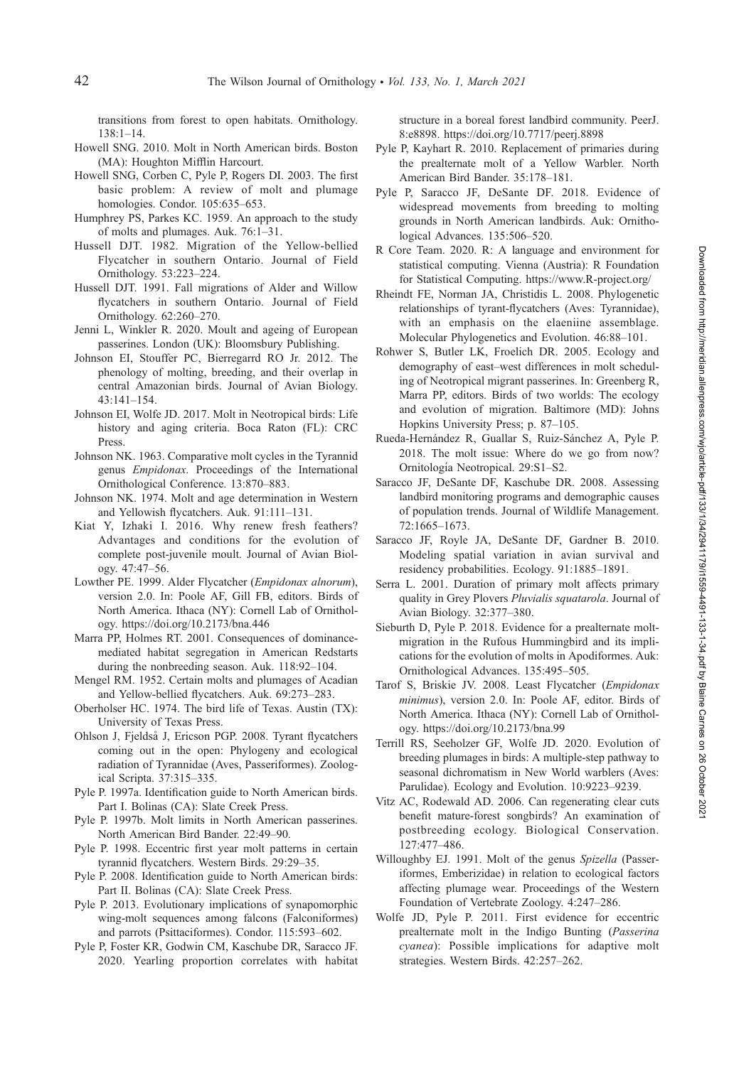transitions from forest to open habitats. Ornithology. 138:1–14.

Howell SNG. 2010. Molt in North American birds. Boston (MA): Houghton Mifflin Harcourt.

Howell SNG, Corben C, Pyle P, Rogers DI. 2003. The first basic problem: A review of molt and plumage homologies. Condor. 105:635–653.

Humphrey PS, Parkes KC. 1959. An approach to the study of molts and plumages. Auk. 76:1–31.

Hussell DJT. 1982. Migration of the Yellow-bellied Flycatcher in southern Ontario. Journal of Field Ornithology. 53:223–224.

Hussell DJT. 1991. Fall migrations of Alder and Willow flycatchers in southern Ontario. Journal of Field Ornithology. 62:260–270.

Jenni L, Winkler R. 2020. Moult and ageing of European passerines. London (UK): Bloomsbury Publishing.

Johnson EI, Stouffer PC, Bierregarrd RO Jr. 2012. The phenology of molting, breeding, and their overlap in central Amazonian birds. Journal of Avian Biology. 43:141–154.

Johnson EI, Wolfe JD. 2017. Molt in Neotropical birds: Life history and aging criteria. Boca Raton (FL): CRC Press.

Johnson NK. 1963. Comparative molt cycles in the Tyrannid genus *Empidonax*. Proceedings of the International Ornithological Conference. 13:870–883.

Johnson NK. 1974. Molt and age determination in Western and Yellowish flycatchers. Auk. 91:111–131.

Kiat Y, Izhaki I. 2016. Why renew fresh feathers? Advantages and conditions for the evolution of complete post-juvenile moult. Journal of Avian Biology. 47:47–56.

Lowther PE. 1999. Alder Flycatcher (*Empidonax alnorum*), version 2.0. In: Poole AF, Gill FB, editors. Birds of North America. Ithaca (NY): Cornell Lab of Ornithology. https://doi.org/10.2173/bna.446

Marra PP, Holmes RT. 2001. Consequences of dominance-mediated habitat segregation in American Redstarts during the nonbreeding season. Auk. 118:92–104.

Mengel RM. 1952. Certain molts and plumages of Acadian and Yellow-bellied flycatchers. Auk. 69:273–283.

Oberholser HC. 1974. The bird life of Texas. Austin (TX): University of Texas Press.

Ohlson J, Fjeldså J, Ericson PGP. 2008. Tyrant flycatchers coming out in the open: Phylogeny and ecological radiation of Tyrannidae (Aves, Passeriformes). Zoological Scripta. 37:315–335.

Pyle P. 1997a. Identification guide to North American birds. Part I. Bolinas (CA): Slate Creek Press.

Pyle P. 1997b. Molt limits in North American passerines. North American Bird Bander. 22:49–90.

Pyle P. 1998. Eccentric first year molt patterns in certain tyrannid flycatchers. Western Birds. 29:29–35.

Pyle P. 2008. Identification guide to North American birds: Part II. Bolinas (CA): Slate Creek Press.

Pyle P. 2013. Evolutionary implications of synapomorphic wing-molt sequences among falcons (Falconiformes) and parrots (Psittaciformes). Condor. 115:593–602.

Pyle P, Foster KR, Godwin CM, Kaschube DR, Saracco JF. 2020. Yearling proportion correlates with habitat structure in a boreal forest landbird community. PeerJ. 8:e8898. https://doi.org/10.7717/peerj.8898

Pyle P, Kayhart R. 2010. Replacement of primaries during the prealternate molt of a Yellow Warbler. North American Bird Bander. 35:178–181.

Pyle P, Saracco JF, DeSante DF. 2018. Evidence of widespread movements from breeding to molting grounds in North American landbirds. Auk: Ornithological Advances. 135:506–520.

R Core Team. 2020. R: A language and environment for statistical computing. Vienna (Austria): R Foundation for Statistical Computing. https://www.R-project.org/

Rheindt FE, Norman JA, Christidis L. 2008. Phylogenetic relationships of tyrant-flycatchers (Aves: Tyrannidae), with an emphasis on the elaeniine assemblage. Molecular Phylogenetics and Evolution. 46:88–101.

Rohwer S, Butler LK, Froelich DR. 2005. Ecology and demography of east–west differences in molt scheduling of Neotropical migrant passerines. In: Greenberg R, Marra PP, editors. Birds of two worlds: The ecology and evolution of migration. Baltimore (MD): Johns Hopkins University Press; p. 87–105.

Rueda-Hernández R, Guallar S, Ruiz-Sánchez A, Pyle P. 2018. The molt issue: Where do we go from now? Ornitología Neotropical. 29:S1–S2.

Saracco JF, DeSante DF, Kaschube DR. 2008. Assessing landbird monitoring programs and demographic causes of population trends. Journal of Wildlife Management. 72:1665–1673.

Saracco JF, Royle JA, DeSante DF, Gardner B. 2010. Modeling spatial variation in avian survival and residency probabilities. Ecology. 91:1885–1891.

Serra L. 2001. Duration of primary molt affects primary quality in Grey Plovers *Pluvialis squatarola*. Journal of Avian Biology. 32:377–380.

Sieburth D, Pyle P. 2018. Evidence for a prealternate molt-migration in the Rufous Hummingbird and its implications for the evolution of molts in Apodiformes. Auk: Ornithological Advances. 135:495–505.

Tarof S, Briskie JV. 2008. Least Flycatcher (*Empidonax minimus*), version 2.0. In: Poole AF, editor. Birds of North America. Ithaca (NY): Cornell Lab of Ornithology. https://doi.org/10.2173/bna.99

Terrill RS, Seeholzer GF, Wolfe JD. 2020. Evolution of breeding plumages in birds: A multiple-step pathway to seasonal dichromatism in New World warblers (Aves: Parulidae). Ecology and Evolution. 10:9223–9239.

Vitz AC, Rodewald AD. 2006. Can regenerating clear cuts benefit mature-forest songbirds? An examination of postbreeding ecology. Biological Conservation. 127:477–486.

Willoughby EJ. 1991. Molt of the genus *Spizella* (Passeriformes, Emberizidae) in relation to ecological factors affecting plumage wear. Proceedings of the Western Foundation of Vertebrate Zoology. 4:247–286.

Wolfe JD, Pyle P. 2011. First evidence for eccentric prealternate molt in the Indigo Bunting (*Passerina cyanea*): Possible implications for adaptive molt strategies. Western Birds. 42:257–262.